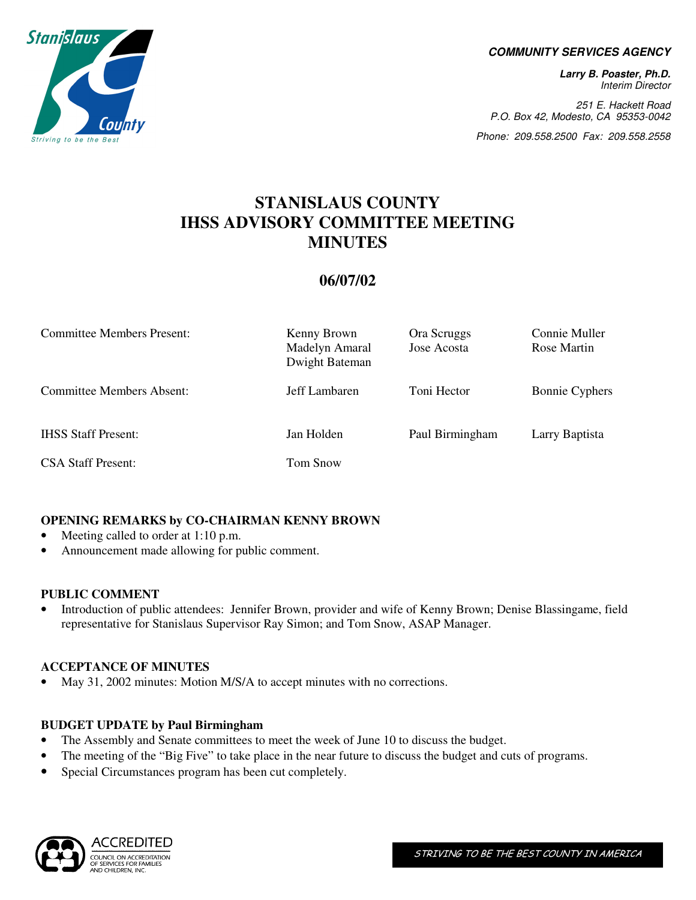**COMMUNITY SERVICES AGENCY**

**Larry B. Poaster, Ph.D.**
*Interim Director*

*251 E. Hackett Road*
*P.O. Box 42, Modesto, CA 95353-0042*

*Phone: 209.558.2500 Fax: 209.558.2558*

# STANISLAUS COUNTY IHSS ADVISORY COMMITTEE MEETING MINUTES

## 06/07/02

| | | | |
|---|---|---|---|
| Committee Members Present: | Kenny Brown<br>Madelyn Amaral<br>Dwight Bateman | Ora Scruggs<br>Jose Acosta | Connie Muller<br>Rose Martin |
| Committee Members Absent: | Jeff Lambaren | Toni Hector | Bonnie Cyphers |
| IHSS Staff Present: | Jan Holden | Paul Birmingham | Larry Baptista |
| CSA Staff Present: | Tom Snow | | |

### OPENING REMARKS by CO-CHAIRMAN KENNY BROWN

- Meeting called to order at 1:10 p.m.
- Announcement made allowing for public comment.

### PUBLIC COMMENT

- Introduction of public attendees: Jennifer Brown, provider and wife of Kenny Brown; Denise Blassingame, field representative for Stanislaus Supervisor Ray Simon; and Tom Snow, ASAP Manager.

### ACCEPTANCE OF MINUTES

- May 31, 2002 minutes: Motion M/S/A to accept minutes with no corrections.

### BUDGET UPDATE by Paul Birmingham

- The Assembly and Senate committees to meet the week of June 10 to discuss the budget.
- The meeting of the "Big Five" to take place in the near future to discuss the budget and cuts of programs.
- Special Circumstances program has been cut completely.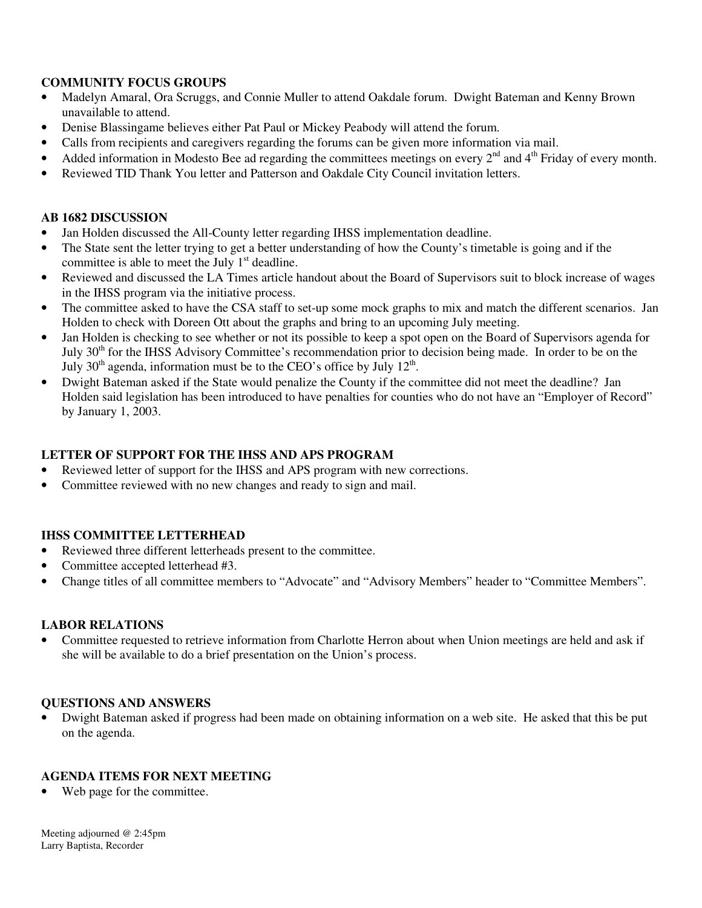## COMMUNITY FOCUS GROUPS

- Madelyn Amaral, Ora Scruggs, and Connie Muller to attend Oakdale forum. Dwight Bateman and Kenny Brown unavailable to attend.
- Denise Blassingame believes either Pat Paul or Mickey Peabody will attend the forum.
- Calls from recipients and caregivers regarding the forums can be given more information via mail.
- Added information in Modesto Bee ad regarding the committees meetings on every 2nd and 4th Friday of every month.
- Reviewed TID Thank You letter and Patterson and Oakdale City Council invitation letters.

## AB 1682 DISCUSSION

- Jan Holden discussed the All-County letter regarding IHSS implementation deadline.
- The State sent the letter trying to get a better understanding of how the County's timetable is going and if the committee is able to meet the July 1st deadline.
- Reviewed and discussed the LA Times article handout about the Board of Supervisors suit to block increase of wages in the IHSS program via the initiative process.
- The committee asked to have the CSA staff to set-up some mock graphs to mix and match the different scenarios. Jan Holden to check with Doreen Ott about the graphs and bring to an upcoming July meeting.
- Jan Holden is checking to see whether or not its possible to keep a spot open on the Board of Supervisors agenda for July 30th for the IHSS Advisory Committee's recommendation prior to decision being made. In order to be on the July 30th agenda, information must be to the CEO's office by July 12th.
- Dwight Bateman asked if the State would penalize the County if the committee did not meet the deadline? Jan Holden said legislation has been introduced to have penalties for counties who do not have an "Employer of Record" by January 1, 2003.

## LETTER OF SUPPORT FOR THE IHSS AND APS PROGRAM

- Reviewed letter of support for the IHSS and APS program with new corrections.
- Committee reviewed with no new changes and ready to sign and mail.

## IHSS COMMITTEE LETTERHEAD

- Reviewed three different letterheads present to the committee.
- Committee accepted letterhead #3.
- Change titles of all committee members to "Advocate" and "Advisory Members" header to "Committee Members".

## LABOR RELATIONS

- Committee requested to retrieve information from Charlotte Herron about when Union meetings are held and ask if she will be available to do a brief presentation on the Union's process.

## QUESTIONS AND ANSWERS

- Dwight Bateman asked if progress had been made on obtaining information on a web site. He asked that this be put on the agenda.

## AGENDA ITEMS FOR NEXT MEETING

- Web page for the committee.

Meeting adjourned @ 2:45pm
Larry Baptista, Recorder